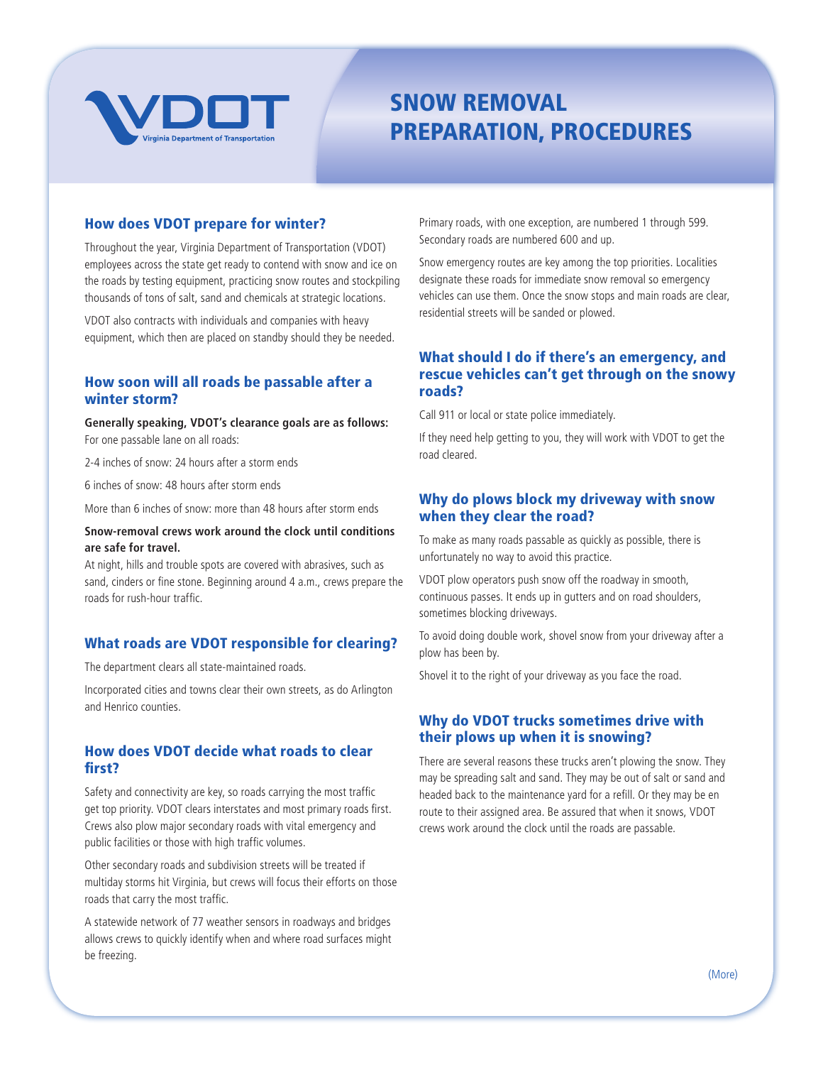VDOT
Virginia Department of Transportation

# SNOW REMOVAL PREPARATION, PROCEDURES

## How does VDOT prepare for winter?

Throughout the year, Virginia Department of Transportation (VDOT) employees across the state get ready to contend with snow and ice on the roads by testing equipment, practicing snow routes and stockpiling thousands of tons of salt, sand and chemicals at strategic locations.

VDOT also contracts with individuals and companies with heavy equipment, which then are placed on standby should they be needed.

## How soon will all roads be passable after a winter storm?

**Generally speaking, VDOT's clearance goals are as follows:**
For one passable lane on all roads:

2-4 inches of snow: 24 hours after a storm ends

6 inches of snow: 48 hours after storm ends

More than 6 inches of snow: more than 48 hours after storm ends

**Snow-removal crews work around the clock until conditions are safe for travel.**
At night, hills and trouble spots are covered with abrasives, such as sand, cinders or fine stone. Beginning around 4 a.m., crews prepare the roads for rush-hour traffic.

## What roads are VDOT responsible for clearing?

The department clears all state-maintained roads.

Incorporated cities and towns clear their own streets, as do Arlington and Henrico counties.

## How does VDOT decide what roads to clear first?

Safety and connectivity are key, so roads carrying the most traffic get top priority. VDOT clears interstates and most primary roads first. Crews also plow major secondary roads with vital emergency and public facilities or those with high traffic volumes.

Other secondary roads and subdivision streets will be treated if multiday storms hit Virginia, but crews will focus their efforts on those roads that carry the most traffic.

A statewide network of 77 weather sensors in roadways and bridges allows crews to quickly identify when and where road surfaces might be freezing.

Primary roads, with one exception, are numbered 1 through 599. Secondary roads are numbered 600 and up.

Snow emergency routes are key among the top priorities. Localities designate these roads for immediate snow removal so emergency vehicles can use them. Once the snow stops and main roads are clear, residential streets will be sanded or plowed.

## What should I do if there's an emergency, and rescue vehicles can't get through on the snowy roads?

Call 911 or local or state police immediately.

If they need help getting to you, they will work with VDOT to get the road cleared.

## Why do plows block my driveway with snow when they clear the road?

To make as many roads passable as quickly as possible, there is unfortunately no way to avoid this practice.

VDOT plow operators push snow off the roadway in smooth, continuous passes. It ends up in gutters and on road shoulders, sometimes blocking driveways.

To avoid doing double work, shovel snow from your driveway after a plow has been by.

Shovel it to the right of your driveway as you face the road.

## Why do VDOT trucks sometimes drive with their plows up when it is snowing?

There are several reasons these trucks aren't plowing the snow. They may be spreading salt and sand. They may be out of salt or sand and headed back to the maintenance yard for a refill. Or they may be en route to their assigned area. Be assured that when it snows, VDOT crews work around the clock until the roads are passable.

(More)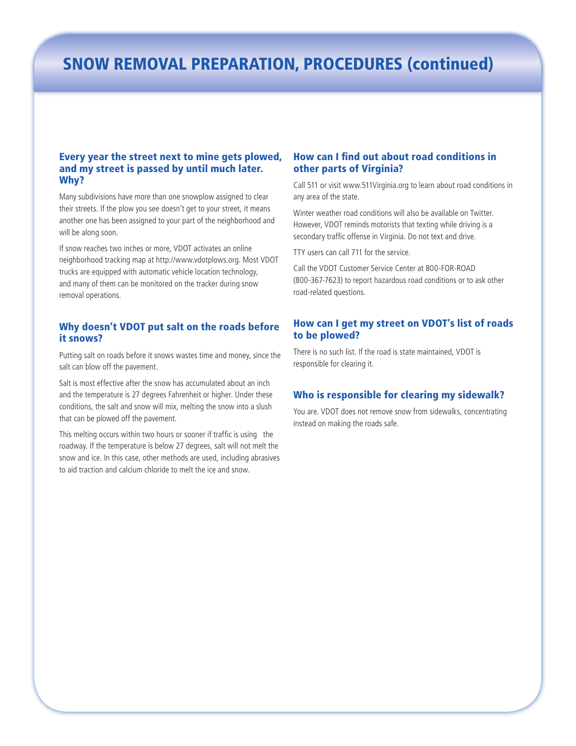# SNOW REMOVAL PREPARATION, PROCEDURES (continued)

### Every year the street next to mine gets plowed, and my street is passed by until much later. Why?

Many subdivisions have more than one snowplow assigned to clear their streets. If the plow you see doesn't get to your street, it means another one has been assigned to your part of the neighborhood and will be along soon.

If snow reaches two inches or more, VDOT activates an online neighborhood tracking map at http://www.vdotplows.org. Most VDOT trucks are equipped with automatic vehicle location technology, and many of them can be monitored on the tracker during snow removal operations.

### Why doesn't VDOT put salt on the roads before it snows?

Putting salt on roads before it snows wastes time and money, since the salt can blow off the pavement.

Salt is most effective after the snow has accumulated about an inch and the temperature is 27 degrees Fahrenheit or higher. Under these conditions, the salt and snow will mix, melting the snow into a slush that can be plowed off the pavement.

This melting occurs within two hours or sooner if traffic is using the roadway. If the temperature is below 27 degrees, salt will not melt the snow and ice. In this case, other methods are used, including abrasives to aid traction and calcium chloride to melt the ice and snow.

### How can I find out about road conditions in other parts of Virginia?

Call 511 or visit www.511Virginia.org to learn about road conditions in any area of the state.

Winter weather road conditions will also be available on Twitter. However, VDOT reminds motorists that texting while driving is a secondary traffic offense in Virginia. Do not text and drive.

TTY users can call 711 for the service.

Call the VDOT Customer Service Center at 800-FOR-ROAD (800-367-7623) to report hazardous road conditions or to ask other road-related questions.

### How can I get my street on VDOT's list of roads to be plowed?

There is no such list. If the road is state maintained, VDOT is responsible for clearing it.

### Who is responsible for clearing my sidewalk?

You are. VDOT does not remove snow from sidewalks, concentrating instead on making the roads safe.